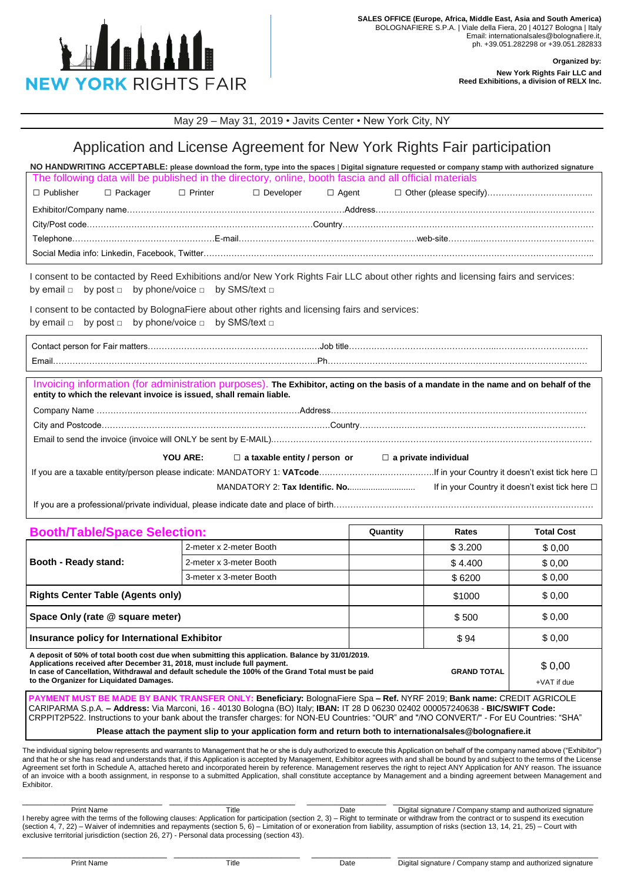NEW YORK RIGHTS FAIR

**SALES OFFICE (Europe, Africa, Middle East, Asia and South America)**
BOLOGNAFIERE S.P.A. | Viale della Fiera, 20 | 40127 Bologna | Italy
Email: internationalsales@bolognafiere.it,
ph. +39.051.282298 or +39.051.282833

**Organized by:**

**New York Rights Fair LLC and Reed Exhibitions, a division of RELX Inc.**

May 29 – May 31, 2019 • Javits Center • New York City, NY

# Application and License Agreement for New York Rights Fair participation

**NO HANDWRITING ACCEPTABLE: please download the form, type into the spaces | Digital signature requested or company stamp with authorized signature**

The following data will be published in the directory, online, booth fascia and all official materials

☐ Publisher ☐ Packager ☐ Printer ☐ Developer ☐ Agent ☐ Other (please specify)……………………………….

Exhibitor/Company name……………………………………………………………………Address………………………………………………………………

City/Post code………………………………………………………………………Country………………………………………………………………………

Telephone……………………………………………E-mail…………………………………………………web-site…………………………………………

Social Media info: Linkedin, Facebook, Twitter………………………………………………………………………………………………………………

I consent to be contacted by Reed Exhibitions and/or New York Rights Fair LLC about other rights and licensing fairs and services:
by email □ by post □ by phone/voice □ by SMS/text □

I consent to be contacted by BolognaFiere about other rights and licensing fairs and services:
by email □ by post □ by phone/voice □ by SMS/text □

Contact person for Fair matters……………………………………………………Job title……………………………………………………………………

Email…………………………………………………………………………………Ph…………………………………………………………………………………

Invoicing information (for administration purposes). **The Exhibitor, acting on the basis of a mandate in the name and on behalf of the entity to which the relevant invoice is issued, shall remain liable.**

Company Name …………………………………………………………Address………………………………………………………………………………

City and Postcode………………………………………………………………………Country………………………………………………………………

Email to send the invoice (invoice will ONLY be sent by E-MAIL)……………………………………………………………………………………………

**YOU ARE:** ☐ **a taxable entity / person or** ☐ **a private individual**

If you are a taxable entity/person please indicate: MANDATORY 1: **VATcode**…………………………………If in your Country it doesn't exist tick here ☐

MANDATORY 2: **Tax Identific. No.**............................ If in your Country it doesn't exist tick here ☐

If you are a professional/private individual, please indicate date and place of birth……………………………………………………………………

| **Booth/Table/Space Selection:** | | **Quantity** | **Rates** | **Total Cost** |
|---|---|---|---|---|
| **Booth - Ready stand:** | 2-meter x 2-meter Booth | | $ 3.200 | $ 0,00 |
| | 2-meter x 3-meter Booth | | $ 4.400 | $ 0,00 |
| | 3-meter x 3-meter Booth | | $ 6200 | $ 0,00 |
| **Rights Center Table (Agents only)** | | | $1000 | $ 0,00 |
| **Space Only (rate @ square meter)** | | | $ 500 | $ 0,00 |
| **Insurance policy for International Exhibitor** | | | $ 94 | $ 0,00 |
| **A deposit of 50% of total booth cost due when submitting this application. Balance by 31/01/2019. Applications received after December 31, 2018, must include full payment. In case of Cancellation, Withdrawal and default schedule the 100% of the Grand Total must be paid to the Organizer for Liquidated Damages.** | | | **GRAND TOTAL** | $ 0,00 +VAT if due |

**PAYMENT MUST BE MADE BY BANK TRANSFER ONLY: Beneficiary:** BolognaFiere Spa **– Ref.** NYRF 2019; **Bank name:** CREDIT AGRICOLE CARIPARMA S.p.A. **– Address:** Via Marconi, 16 - 40130 Bologna (BO) Italy; **IBAN:** IT 28 D 06230 02402 000057240638 - **BIC/SWIFT Code:** CRPPIT2P522. Instructions to your bank about the transfer charges: for NON-EU Countries: "OUR" and "/NO CONVERT/" - For EU Countries: "SHA"

**Please attach the payment slip to your application form and return both to internationalsales@bolognafiere.it**

The individual signing below represents and warrants to Management that he or she is duly authorized to execute this Application on behalf of the company named above ("Exhibitor") and that he or she has read and understands that, if this Application is accepted by Management, Exhibitor agrees with and shall be bound by and subject to the terms of the License Agreement set forth in Schedule A, attached hereto and incorporated herein by reference. Management reserves the right to reject ANY Application for ANY reason. The issuance of an invoice with a booth assignment, in response to a submitted Application, shall constitute acceptance by Management and a binding agreement between Management and Exhibitor.

| Print Name | Title | Date | Digital signature / Company stamp and authorized signature |
|---|---|---|---|
| | | | |

I hereby agree with the terms of the following clauses: Application for participation (section 2, 3) – Right to terminate or withdraw from the contract or to suspend its execution (section 4, 7, 22) – Waiver of indemnities and repayments (section 5, 6) – Limitation of or exoneration from liability, assumption of risks (section 13, 14, 21, 25) – Court with exclusive territorial jurisdiction (section 26, 27) - Personal data processing (section 43).

| Print Name | Title | Date | Digital signature / Company stamp and authorized signature |
|---|---|---|---|
| | | | |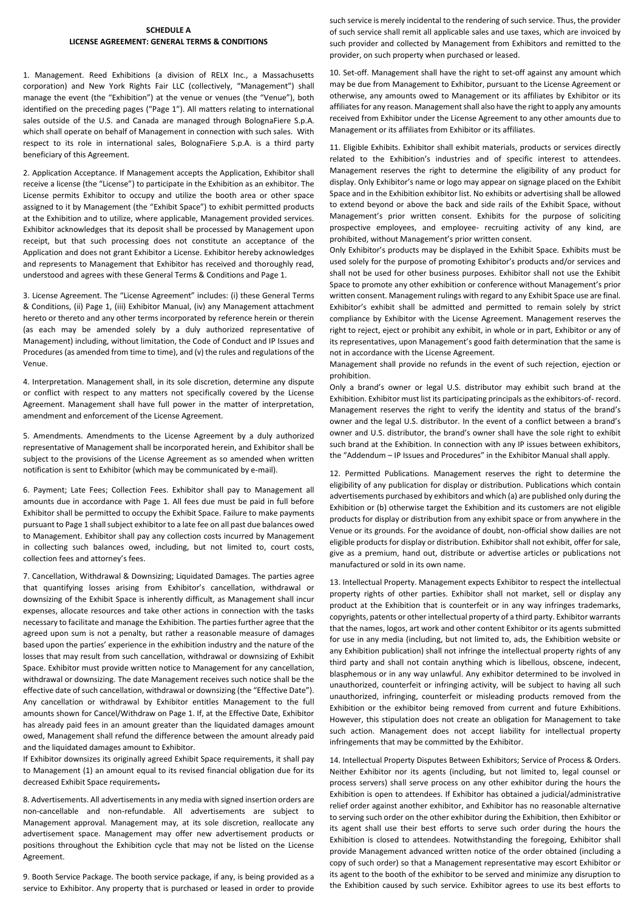**SCHEDULE A**
**LICENSE AGREEMENT: GENERAL TERMS & CONDITIONS**

1. Management. Reed Exhibitions (a division of RELX Inc., a Massachusetts corporation) and New York Rights Fair LLC (collectively, "Management") shall manage the event (the "Exhibition") at the venue or venues (the "Venue"), both identified on the preceding pages ("Page 1"). All matters relating to international sales outside of the U.S. and Canada are managed through BolognaFiere S.p.A. which shall operate on behalf of Management in connection with such sales. With respect to its role in international sales, BolognaFiere S.p.A. is a third party beneficiary of this Agreement.

2. Application Acceptance. If Management accepts the Application, Exhibitor shall receive a license (the "License") to participate in the Exhibition as an exhibitor. The License permits Exhibitor to occupy and utilize the booth area or other space assigned to it by Management (the "Exhibit Space") to exhibit permitted products at the Exhibition and to utilize, where applicable, Management provided services. Exhibitor acknowledges that its deposit shall be processed by Management upon receipt, but that such processing does not constitute an acceptance of the Application and does not grant Exhibitor a License. Exhibitor hereby acknowledges and represents to Management that Exhibitor has received and thoroughly read, understood and agrees with these General Terms & Conditions and Page 1.

3. License Agreement. The "License Agreement" includes: (i) these General Terms & Conditions, (ii) Page 1, (iii) Exhibitor Manual, (iv) any Management attachment hereto or thereto and any other terms incorporated by reference herein or therein (as each may be amended solely by a duly authorized representative of Management) including, without limitation, the Code of Conduct and IP Issues and Procedures (as amended from time to time), and (v) the rules and regulations of the Venue.

4. Interpretation. Management shall, in its sole discretion, determine any dispute or conflict with respect to any matters not specifically covered by the License Agreement. Management shall have full power in the matter of interpretation, amendment and enforcement of the License Agreement.

5. Amendments. Amendments to the License Agreement by a duly authorized representative of Management shall be incorporated herein, and Exhibitor shall be subject to the provisions of the License Agreement as so amended when written notification is sent to Exhibitor (which may be communicated by e-mail).

6. Payment; Late Fees; Collection Fees. Exhibitor shall pay to Management all amounts due in accordance with Page 1. All fees due must be paid in full before Exhibitor shall be permitted to occupy the Exhibit Space. Failure to make payments pursuant to Page 1 shall subject exhibitor to a late fee on all past due balances owed to Management. Exhibitor shall pay any collection costs incurred by Management in collecting such balances owed, including, but not limited to, court costs, collection fees and attorney's fees.

7. Cancellation, Withdrawal & Downsizing; Liquidated Damages. The parties agree that quantifying losses arising from Exhibitor's cancellation, withdrawal or downsizing of the Exhibit Space is inherently difficult, as Management shall incur expenses, allocate resources and take other actions in connection with the tasks necessary to facilitate and manage the Exhibition. The parties further agree that the agreed upon sum is not a penalty, but rather a reasonable measure of damages based upon the parties' experience in the exhibition industry and the nature of the losses that may result from such cancellation, withdrawal or downsizing of Exhibit Space. Exhibitor must provide written notice to Management for any cancellation, withdrawal or downsizing. The date Management receives such notice shall be the effective date of such cancellation, withdrawal or downsizing (the "Effective Date"). Any cancellation or withdrawal by Exhibitor entitles Management to the full amounts shown for Cancel/Withdraw on Page 1. If, at the Effective Date, Exhibitor has already paid fees in an amount greater than the liquidated damages amount owed, Management shall refund the difference between the amount already paid and the liquidated damages amount to Exhibitor.
If Exhibitor downsizes its originally agreed Exhibit Space requirements, it shall pay to Management (1) an amount equal to its revised financial obligation due for its decreased Exhibit Space requirements.

8. Advertisements. All advertisements in any media with signed insertion orders are non-cancellable and non-refundable. All advertisements are subject to Management approval. Management may, at its sole discretion, reallocate any advertisement space. Management may offer new advertisement products or positions throughout the Exhibition cycle that may not be listed on the License Agreement.

9. Booth Service Package. The booth service package, if any, is being provided as a service to Exhibitor. Any property that is purchased or leased in order to provide such service is merely incidental to the rendering of such service. Thus, the provider of such service shall remit all applicable sales and use taxes, which are invoiced by such provider and collected by Management from Exhibitors and remitted to the provider, on such property when purchased or leased.

10. Set-off. Management shall have the right to set-off against any amount which may be due from Management to Exhibitor, pursuant to the License Agreement or otherwise, any amounts owed to Management or its affiliates by Exhibitor or its affiliates for any reason. Management shall also have the right to apply any amounts received from Exhibitor under the License Agreement to any other amounts due to Management or its affiliates from Exhibitor or its affiliates.

11. Eligible Exhibits. Exhibitor shall exhibit materials, products or services directly related to the Exhibition's industries and of specific interest to attendees. Management reserves the right to determine the eligibility of any product for display. Only Exhibitor's name or logo may appear on signage placed on the Exhibit Space and in the Exhibition exhibitor list. No exhibits or advertising shall be allowed to extend beyond or above the back and side rails of the Exhibit Space, without Management's prior written consent. Exhibits for the purpose of soliciting prospective employees, and employee- recruiting activity of any kind, are prohibited, without Management's prior written consent.
Only Exhibitor's products may be displayed in the Exhibit Space. Exhibits must be used solely for the purpose of promoting Exhibitor's products and/or services and shall not be used for other business purposes. Exhibitor shall not use the Exhibit Space to promote any other exhibition or conference without Management's prior written consent. Management rulings with regard to any Exhibit Space use are final. Exhibitor's exhibit shall be admitted and permitted to remain solely by strict compliance by Exhibitor with the License Agreement. Management reserves the right to reject, eject or prohibit any exhibit, in whole or in part, Exhibitor or any of its representatives, upon Management's good faith determination that the same is not in accordance with the License Agreement.
Management shall provide no refunds in the event of such rejection, ejection or prohibition.
Only a brand's owner or legal U.S. distributor may exhibit such brand at the Exhibition. Exhibitor must list its participating principals as the exhibitors-of- record. Management reserves the right to verify the identity and status of the brand's owner and the legal U.S. distributor. In the event of a conflict between a brand's owner and U.S. distributor, the brand's owner shall have the sole right to exhibit such brand at the Exhibition. In connection with any IP issues between exhibitors, the "Addendum – IP Issues and Procedures" in the Exhibitor Manual shall apply.

12. Permitted Publications. Management reserves the right to determine the eligibility of any publication for display or distribution. Publications which contain advertisements purchased by exhibitors and which (a) are published only during the Exhibition or (b) otherwise target the Exhibition and its customers are not eligible products for display or distribution from any exhibit space or from anywhere in the Venue or its grounds. For the avoidance of doubt, non-official show dailies are not eligible products for display or distribution. Exhibitor shall not exhibit, offer for sale, give as a premium, hand out, distribute or advertise articles or publications not manufactured or sold in its own name.

13. Intellectual Property. Management expects Exhibitor to respect the intellectual property rights of other parties. Exhibitor shall not market, sell or display any product at the Exhibition that is counterfeit or in any way infringes trademarks, copyrights, patents or other intellectual property of a third party. Exhibitor warrants that the names, logos, art work and other content Exhibitor or its agents submitted for use in any media (including, but not limited to, ads, the Exhibition website or any Exhibition publication) shall not infringe the intellectual property rights of any third party and shall not contain anything which is libellous, obscene, indecent, blasphemous or in any way unlawful. Any exhibitor determined to be involved in unauthorized, counterfeit or infringing activity, will be subject to having all such unauthorized, infringing, counterfeit or misleading products removed from the Exhibition or the exhibitor being removed from current and future Exhibitions. However, this stipulation does not create an obligation for Management to take such action. Management does not accept liability for intellectual property infringements that may be committed by the Exhibitor.

14. Intellectual Property Disputes Between Exhibitors; Service of Process & Orders. Neither Exhibitor nor its agents (including, but not limited to, legal counsel or process servers) shall serve process on any other exhibitor during the hours the Exhibition is open to attendees. If Exhibitor has obtained a judicial/administrative relief order against another exhibitor, and Exhibitor has no reasonable alternative to serving such order on the other exhibitor during the Exhibition, then Exhibitor or its agent shall use their best efforts to serve such order during the hours the Exhibition is closed to attendees. Notwithstanding the foregoing, Exhibitor shall provide Management advanced written notice of the order obtained (including a copy of such order) so that a Management representative may escort Exhibitor or its agent to the booth of the exhibitor to be served and minimize any disruption to the Exhibition caused by such service. Exhibitor agrees to use its best efforts to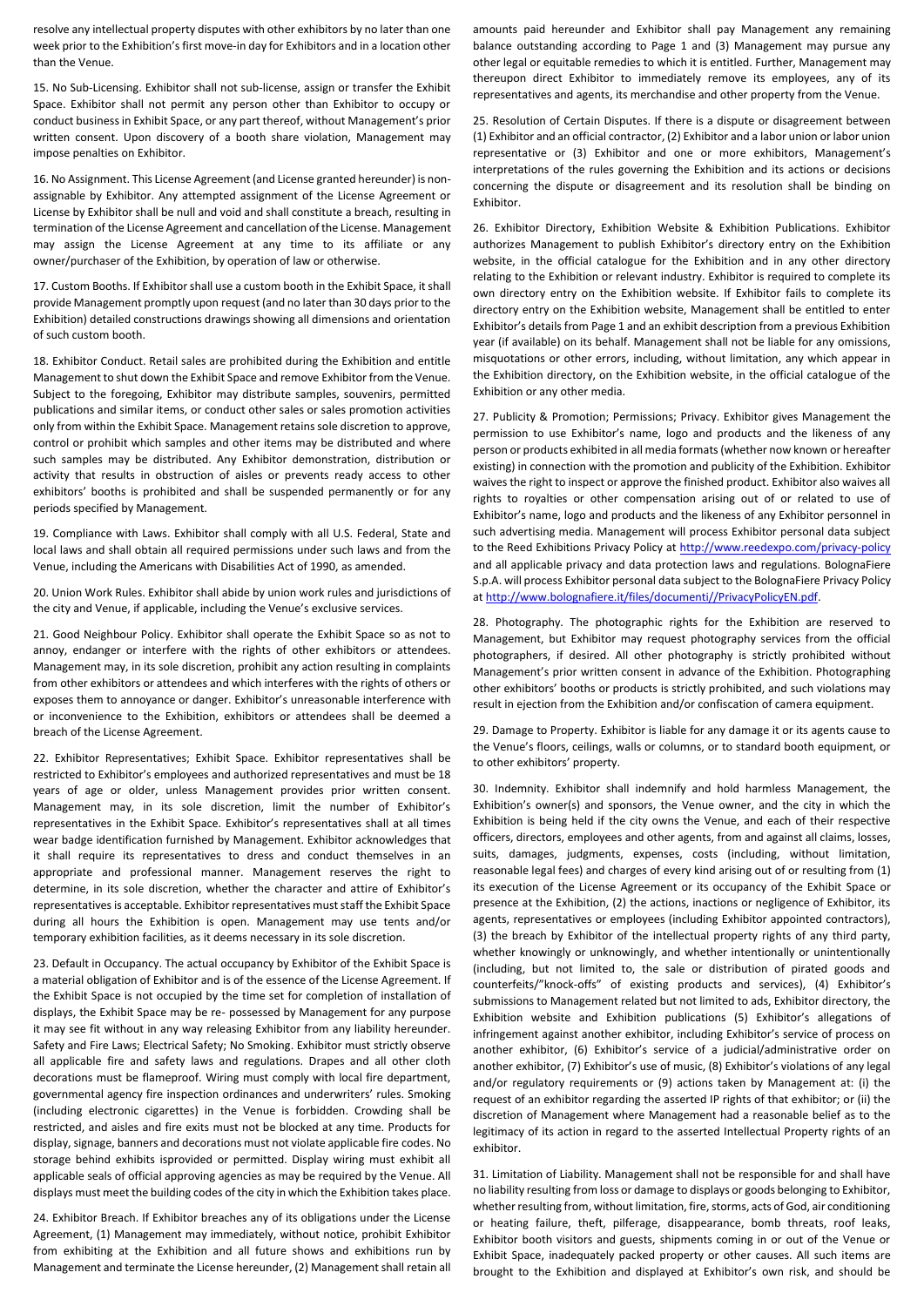resolve any intellectual property disputes with other exhibitors by no later than one week prior to the Exhibition's first move-in day for Exhibitors and in a location other than the Venue.

15. No Sub-Licensing. Exhibitor shall not sub-license, assign or transfer the Exhibit Space. Exhibitor shall not permit any person other than Exhibitor to occupy or conduct business in Exhibit Space, or any part thereof, without Management's prior written consent. Upon discovery of a booth share violation, Management may impose penalties on Exhibitor.

16. No Assignment. This License Agreement (and License granted hereunder) is non-assignable by Exhibitor. Any attempted assignment of the License Agreement or License by Exhibitor shall be null and void and shall constitute a breach, resulting in termination of the License Agreement and cancellation of the License. Management may assign the License Agreement at any time to its affiliate or any owner/purchaser of the Exhibition, by operation of law or otherwise.

17. Custom Booths. If Exhibitor shall use a custom booth in the Exhibit Space, it shall provide Management promptly upon request (and no later than 30 days prior to the Exhibition) detailed constructions drawings showing all dimensions and orientation of such custom booth.

18. Exhibitor Conduct. Retail sales are prohibited during the Exhibition and entitle Management to shut down the Exhibit Space and remove Exhibitor from the Venue. Subject to the foregoing, Exhibitor may distribute samples, souvenirs, permitted publications and similar items, or conduct other sales or sales promotion activities only from within the Exhibit Space. Management retains sole discretion to approve, control or prohibit which samples and other items may be distributed and where such samples may be distributed. Any Exhibitor demonstration, distribution or activity that results in obstruction of aisles or prevents ready access to other exhibitors' booths is prohibited and shall be suspended permanently or for any periods specified by Management.

19. Compliance with Laws. Exhibitor shall comply with all U.S. Federal, State and local laws and shall obtain all required permissions under such laws and from the Venue, including the Americans with Disabilities Act of 1990, as amended.

20. Union Work Rules. Exhibitor shall abide by union work rules and jurisdictions of the city and Venue, if applicable, including the Venue's exclusive services.

21. Good Neighbour Policy. Exhibitor shall operate the Exhibit Space so as not to annoy, endanger or interfere with the rights of other exhibitors or attendees. Management may, in its sole discretion, prohibit any action resulting in complaints from other exhibitors or attendees and which interferes with the rights of others or exposes them to annoyance or danger. Exhibitor's unreasonable interference with or inconvenience to the Exhibition, exhibitors or attendees shall be deemed a breach of the License Agreement.

22. Exhibitor Representatives; Exhibit Space. Exhibitor representatives shall be restricted to Exhibitor's employees and authorized representatives and must be 18 years of age or older, unless Management provides prior written consent. Management may, in its sole discretion, limit the number of Exhibitor's representatives in the Exhibit Space. Exhibitor's representatives shall at all times wear badge identification furnished by Management. Exhibitor acknowledges that it shall require its representatives to dress and conduct themselves in an appropriate and professional manner. Management reserves the right to determine, in its sole discretion, whether the character and attire of Exhibitor's representatives is acceptable. Exhibitor representatives must staff the Exhibit Space during all hours the Exhibition is open. Management may use tents and/or temporary exhibition facilities, as it deems necessary in its sole discretion.

23. Default in Occupancy. The actual occupancy by Exhibitor of the Exhibit Space is a material obligation of Exhibitor and is of the essence of the License Agreement. If the Exhibit Space is not occupied by the time set for completion of installation of displays, the Exhibit Space may be re- possessed by Management for any purpose it may see fit without in any way releasing Exhibitor from any liability hereunder. Safety and Fire Laws; Electrical Safety; No Smoking. Exhibitor must strictly observe all applicable fire and safety laws and regulations. Drapes and all other cloth decorations must be flameproof. Wiring must comply with local fire department, governmental agency fire inspection ordinances and underwriters' rules. Smoking (including electronic cigarettes) in the Venue is forbidden. Crowding shall be restricted, and aisles and fire exits must not be blocked at any time. Products for display, signage, banners and decorations must not violate applicable fire codes. No storage behind exhibits isprovided or permitted. Display wiring must exhibit all applicable seals of official approving agencies as may be required by the Venue. All displays must meet the building codes of the city in which the Exhibition takes place.

24. Exhibitor Breach. If Exhibitor breaches any of its obligations under the License Agreement, (1) Management may immediately, without notice, prohibit Exhibitor from exhibiting at the Exhibition and all future shows and exhibitions run by Management and terminate the License hereunder, (2) Management shall retain all amounts paid hereunder and Exhibitor shall pay Management any remaining balance outstanding according to Page 1 and (3) Management may pursue any other legal or equitable remedies to which it is entitled. Further, Management may thereupon direct Exhibitor to immediately remove its employees, any of its representatives and agents, its merchandise and other property from the Venue.

25. Resolution of Certain Disputes. If there is a dispute or disagreement between (1) Exhibitor and an official contractor, (2) Exhibitor and a labor union or labor union representative or (3) Exhibitor and one or more exhibitors, Management's interpretations of the rules governing the Exhibition and its actions or decisions concerning the dispute or disagreement and its resolution shall be binding on Exhibitor.

26. Exhibitor Directory, Exhibition Website & Exhibition Publications. Exhibitor authorizes Management to publish Exhibitor's directory entry on the Exhibition website, in the official catalogue for the Exhibition and in any other directory relating to the Exhibition or relevant industry. Exhibitor is required to complete its own directory entry on the Exhibition website. If Exhibitor fails to complete its directory entry on the Exhibition website, Management shall be entitled to enter Exhibitor's details from Page 1 and an exhibit description from a previous Exhibition year (if available) on its behalf. Management shall not be liable for any omissions, misquotations or other errors, including, without limitation, any which appear in the Exhibition directory, on the Exhibition website, in the official catalogue of the Exhibition or any other media.

27. Publicity & Promotion; Permissions; Privacy. Exhibitor gives Management the permission to use Exhibitor's name, logo and products and the likeness of any person or products exhibited in all media formats (whether now known or hereafter existing) in connection with the promotion and publicity of the Exhibition. Exhibitor waives the right to inspect or approve the finished product. Exhibitor also waives all rights to royalties or other compensation arising out of or related to use of Exhibitor's name, logo and products and the likeness of any Exhibitor personnel in such advertising media. Management will process Exhibitor personal data subject to the Reed Exhibitions Privacy Policy at http://www.reedexpo.com/privacy-policy and all applicable privacy and data protection laws and regulations. BolognaFiere S.p.A. will process Exhibitor personal data subject to the BolognaFiere Privacy Policy at http://www.bolognafiere.it/files/documenti//PrivacyPolicyEN.pdf.

28. Photography. The photographic rights for the Exhibition are reserved to Management, but Exhibitor may request photography services from the official photographers, if desired. All other photography is strictly prohibited without Management's prior written consent in advance of the Exhibition. Photographing other exhibitors' booths or products is strictly prohibited, and such violations may result in ejection from the Exhibition and/or confiscation of camera equipment.

29. Damage to Property. Exhibitor is liable for any damage it or its agents cause to the Venue's floors, ceilings, walls or columns, or to standard booth equipment, or to other exhibitors' property.

30. Indemnity. Exhibitor shall indemnify and hold harmless Management, the Exhibition's owner(s) and sponsors, the Venue owner, and the city in which the Exhibition is being held if the city owns the Venue, and each of their respective officers, directors, employees and other agents, from and against all claims, losses, suits, damages, judgments, expenses, costs (including, without limitation, reasonable legal fees) and charges of every kind arising out of or resulting from (1) its execution of the License Agreement or its occupancy of the Exhibit Space or presence at the Exhibition, (2) the actions, inactions or negligence of Exhibitor, its agents, representatives or employees (including Exhibitor appointed contractors), (3) the breach by Exhibitor of the intellectual property rights of any third party, whether knowingly or unknowingly, and whether intentionally or unintentionally (including, but not limited to, the sale or distribution of pirated goods and counterfeits/"knock-offs" of existing products and services), (4) Exhibitor's submissions to Management related but not limited to ads, Exhibitor directory, the Exhibition website and Exhibition publications (5) Exhibitor's allegations of infringement against another exhibitor, including Exhibitor's service of process on another exhibitor, (6) Exhibitor's service of a judicial/administrative order on another exhibitor, (7) Exhibitor's use of music, (8) Exhibitor's violations of any legal and/or regulatory requirements or (9) actions taken by Management at: (i) the request of an exhibitor regarding the asserted IP rights of that exhibitor; or (ii) the discretion of Management where Management had a reasonable belief as to the legitimacy of its action in regard to the asserted Intellectual Property rights of an exhibitor.

31. Limitation of Liability. Management shall not be responsible for and shall have no liability resulting from loss or damage to displays or goods belonging to Exhibitor, whether resulting from, without limitation, fire, storms, acts of God, air conditioning or heating failure, theft, pilferage, disappearance, bomb threats, roof leaks, Exhibitor booth visitors and guests, shipments coming in or out of the Venue or Exhibit Space, inadequately packed property or other causes. All such items are brought to the Exhibition and displayed at Exhibitor's own risk, and should be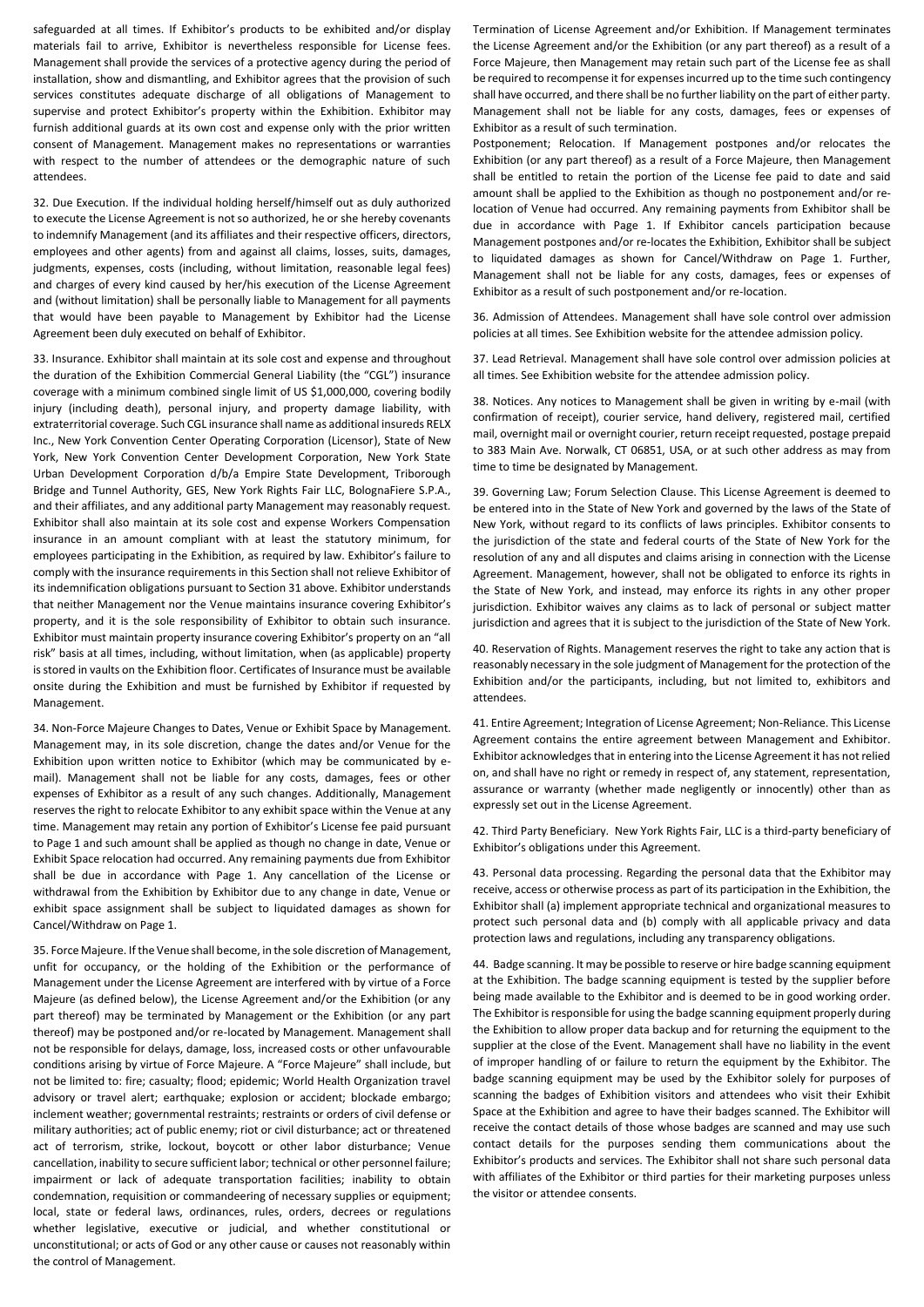safeguarded at all times. If Exhibitor's products to be exhibited and/or display materials fail to arrive, Exhibitor is nevertheless responsible for License fees. Management shall provide the services of a protective agency during the period of installation, show and dismantling, and Exhibitor agrees that the provision of such services constitutes adequate discharge of all obligations of Management to supervise and protect Exhibitor's property within the Exhibition. Exhibitor may furnish additional guards at its own cost and expense only with the prior written consent of Management. Management makes no representations or warranties with respect to the number of attendees or the demographic nature of such attendees.

32. Due Execution. If the individual holding herself/himself out as duly authorized to execute the License Agreement is not so authorized, he or she hereby covenants to indemnify Management (and its affiliates and their respective officers, directors, employees and other agents) from and against all claims, losses, suits, damages, judgments, expenses, costs (including, without limitation, reasonable legal fees) and charges of every kind caused by her/his execution of the License Agreement and (without limitation) shall be personally liable to Management for all payments that would have been payable to Management by Exhibitor had the License Agreement been duly executed on behalf of Exhibitor.

33. Insurance. Exhibitor shall maintain at its sole cost and expense and throughout the duration of the Exhibition Commercial General Liability (the "CGL") insurance coverage with a minimum combined single limit of US $1,000,000, covering bodily injury (including death), personal injury, and property damage liability, with extraterritorial coverage. Such CGL insurance shall name as additional insureds RELX Inc., New York Convention Center Operating Corporation (Licensor), State of New York, New York Convention Center Development Corporation, New York State Urban Development Corporation d/b/a Empire State Development, Triborough Bridge and Tunnel Authority, GES, New York Rights Fair LLC, BolognaFiere S.P.A., and their affiliates, and any additional party Management may reasonably request. Exhibitor shall also maintain at its sole cost and expense Workers Compensation insurance in an amount compliant with at least the statutory minimum, for employees participating in the Exhibition, as required by law. Exhibitor's failure to comply with the insurance requirements in this Section shall not relieve Exhibitor of its indemnification obligations pursuant to Section 31 above. Exhibitor understands that neither Management nor the Venue maintains insurance covering Exhibitor's property, and it is the sole responsibility of Exhibitor to obtain such insurance. Exhibitor must maintain property insurance covering Exhibitor's property on an "all risk" basis at all times, including, without limitation, when (as applicable) property is stored in vaults on the Exhibition floor. Certificates of Insurance must be available onsite during the Exhibition and must be furnished by Exhibitor if requested by Management.

34. Non-Force Majeure Changes to Dates, Venue or Exhibit Space by Management. Management may, in its sole discretion, change the dates and/or Venue for the Exhibition upon written notice to Exhibitor (which may be communicated by e-mail). Management shall not be liable for any costs, damages, fees or other expenses of Exhibitor as a result of any such changes. Additionally, Management reserves the right to relocate Exhibitor to any exhibit space within the Venue at any time. Management may retain any portion of Exhibitor's License fee paid pursuant to Page 1 and such amount shall be applied as though no change in date, Venue or Exhibit Space relocation had occurred. Any remaining payments due from Exhibitor shall be due in accordance with Page 1. Any cancellation of the License or withdrawal from the Exhibition by Exhibitor due to any change in date, Venue or exhibit space assignment shall be subject to liquidated damages as shown for Cancel/Withdraw on Page 1.

35. Force Majeure. If the Venue shall become, in the sole discretion of Management, unfit for occupancy, or the holding of the Exhibition or the performance of Management under the License Agreement are interfered with by virtue of a Force Majeure (as defined below), the License Agreement and/or the Exhibition (or any part thereof) may be terminated by Management or the Exhibition (or any part thereof) may be postponed and/or re-located by Management. Management shall not be responsible for delays, damage, loss, increased costs or other unfavourable conditions arising by virtue of Force Majeure. A "Force Majeure" shall include, but not be limited to: fire; casualty; flood; epidemic; World Health Organization travel advisory or travel alert; earthquake; explosion or accident; blockade embargo; inclement weather; governmental restraints; restraints or orders of civil defense or military authorities; act of public enemy; riot or civil disturbance; act or threatened act of terrorism, strike, lockout, boycott or other labor disturbance; Venue cancellation, inability to secure sufficient labor; technical or other personnel failure; impairment or lack of adequate transportation facilities; inability to obtain condemnation, requisition or commandeering of necessary supplies or equipment; local, state or federal laws, ordinances, rules, orders, decrees or regulations whether legislative, executive or judicial, and whether constitutional or unconstitutional; or acts of God or any other cause or causes not reasonably within the control of Management.

Termination of License Agreement and/or Exhibition. If Management terminates the License Agreement and/or the Exhibition (or any part thereof) as a result of a Force Majeure, then Management may retain such part of the License fee as shall be required to recompense it for expenses incurred up to the time such contingency shall have occurred, and there shall be no further liability on the part of either party. Management shall not be liable for any costs, damages, fees or expenses of Exhibitor as a result of such termination.

Postponement; Relocation. If Management postpones and/or relocates the Exhibition (or any part thereof) as a result of a Force Majeure, then Management shall be entitled to retain the portion of the License fee paid to date and said amount shall be applied to the Exhibition as though no postponement and/or re-location of Venue had occurred. Any remaining payments from Exhibitor shall be due in accordance with Page 1. If Exhibitor cancels participation because Management postpones and/or re-locates the Exhibition, Exhibitor shall be subject to liquidated damages as shown for Cancel/Withdraw on Page 1. Further, Management shall not be liable for any costs, damages, fees or expenses of Exhibitor as a result of such postponement and/or re-location.

36. Admission of Attendees. Management shall have sole control over admission policies at all times. See Exhibition website for the attendee admission policy.

37. Lead Retrieval. Management shall have sole control over admission policies at all times. See Exhibition website for the attendee admission policy.

38. Notices. Any notices to Management shall be given in writing by e-mail (with confirmation of receipt), courier service, hand delivery, registered mail, certified mail, overnight mail or overnight courier, return receipt requested, postage prepaid to 383 Main Ave. Norwalk, CT 06851, USA, or at such other address as may from time to time be designated by Management.

39. Governing Law; Forum Selection Clause. This License Agreement is deemed to be entered into in the State of New York and governed by the laws of the State of New York, without regard to its conflicts of laws principles. Exhibitor consents to the jurisdiction of the state and federal courts of the State of New York for the resolution of any and all disputes and claims arising in connection with the License Agreement. Management, however, shall not be obligated to enforce its rights in the State of New York, and instead, may enforce its rights in any other proper jurisdiction. Exhibitor waives any claims as to lack of personal or subject matter jurisdiction and agrees that it is subject to the jurisdiction of the State of New York.

40. Reservation of Rights. Management reserves the right to take any action that is reasonably necessary in the sole judgment of Management for the protection of the Exhibition and/or the participants, including, but not limited to, exhibitors and attendees.

41. Entire Agreement; Integration of License Agreement; Non-Reliance. This License Agreement contains the entire agreement between Management and Exhibitor. Exhibitor acknowledges that in entering into the License Agreement it has not relied on, and shall have no right or remedy in respect of, any statement, representation, assurance or warranty (whether made negligently or innocently) other than as expressly set out in the License Agreement.

42. Third Party Beneficiary. New York Rights Fair, LLC is a third-party beneficiary of Exhibitor's obligations under this Agreement.

43. Personal data processing. Regarding the personal data that the Exhibitor may receive, access or otherwise process as part of its participation in the Exhibition, the Exhibitor shall (a) implement appropriate technical and organizational measures to protect such personal data and (b) comply with all applicable privacy and data protection laws and regulations, including any transparency obligations.

44. Badge scanning. It may be possible to reserve or hire badge scanning equipment at the Exhibition. The badge scanning equipment is tested by the supplier before being made available to the Exhibitor and is deemed to be in good working order. The Exhibitor is responsible for using the badge scanning equipment properly during the Exhibition to allow proper data backup and for returning the equipment to the supplier at the close of the Event. Management shall have no liability in the event of improper handling of or failure to return the equipment by the Exhibitor. The badge scanning equipment may be used by the Exhibitor solely for purposes of scanning the badges of Exhibition visitors and attendees who visit their Exhibit Space at the Exhibition and agree to have their badges scanned. The Exhibitor will receive the contact details of those whose badges are scanned and may use such contact details for the purposes sending them communications about the Exhibitor's products and services. The Exhibitor shall not share such personal data with affiliates of the Exhibitor or third parties for their marketing purposes unless the visitor or attendee consents.